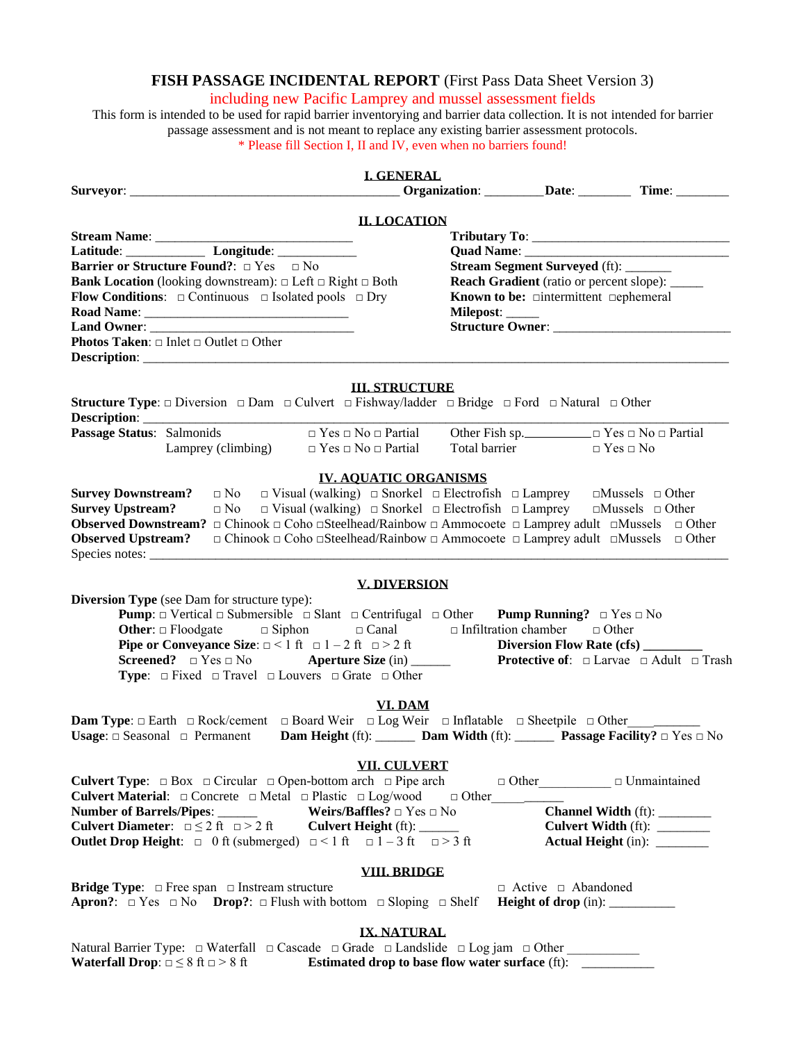# FISH PASSAGE INCIDENTAL REPORT (First Pass Data Sheet Version 3)

including new Pacific Lamprey and mussel assessment fields

This form is intended to be used for rapid barrier inventorying and barrier data collection. It is not intended for barrier passage assessment and is not meant to replace any existing barrier assessment protocols.

* Please fill Section I, II and IV, even when no barriers found!

## I. GENERAL

**Surveyor**: ________________________________________ **Organization**: _________ **Date**: ________ **Time**: ________

## II. LOCATION

**Stream Name**: ______________________________

**Tributary To**: ______________________________

**Latitude**: ____________ **Longitude**: ____________

**Quad Name**: ______________________________

**Barrier or Structure Found?**: □ Yes □ No

**Stream Segment Surveyed** (ft): _______

**Bank Location** (looking downstream): □ Left □ Right □ Both

**Reach Gradient** (ratio or percent slope): _____

**Flow Conditions**: □ Continuous □ Isolated pools □ Dry

**Known to be**: □intermittent □ephemeral

**Road Name**: ______________________________

**Milepost**: _____

**Land Owner**: ______________________________

**Structure Owner**: ______________________________

**Photos Taken**: □ Inlet □ Outlet □ Other

**Description**: ________________________________________________________________________________

## III. STRUCTURE

**Structure Type**: □ Diversion □ Dam □ Culvert □ Fishway/ladder □ Bridge □ Ford □ Natural □ Other

**Description**: ________________________________________________________________________________

**Passage Status**: Salmonids □ Yes □ No □ Partial    Other Fish sp.__________ □ Yes □ No □ Partial

Lamprey (climbing) □ Yes □ No □ Partial    Total barrier □ Yes □ No

## IV. AQUATIC ORGANISMS

**Survey Downstream?** □ No □ Visual (walking) □ Snorkel □ Electrofish □ Lamprey □Mussels □ Other

**Survey Upstream?** □ No □ Visual (walking) □ Snorkel □ Electrofish □ Lamprey □Mussels □ Other

**Observed Downstream?** □ Chinook □ Coho □Steelhead/Rainbow □ Ammocoete □ Lamprey adult □Mussels □ Other

**Observed Upstream?** □ Chinook □ Coho □Steelhead/Rainbow □ Ammocoete □ Lamprey adult □Mussels □ Other

Species notes: ________________________________________________________________________________

## V. DIVERSION

**Diversion Type** (see Dam for structure type):

**Pump**: □ Vertical □ Submersible □ Slant □ Centrifugal □ Other    **Pump Running?** □ Yes □ No

**Other**: □ Floodgate □ Siphon □ Canal □ Infiltration chamber □ Other

**Pipe or Conveyance Size**: □ < 1 ft □ 1 – 2 ft □ > 2 ft    **Diversion Flow Rate (cfs)** _________

**Screened?** □ Yes □ No    **Aperture Size** (in) ______    **Protective of**: □ Larvae □ Adult □ Trash

**Type**: □ Fixed □ Travel □ Louvers □ Grate □ Other

## VI. DAM

**Dam Type**: □ Earth □ Rock/cement □ Board Weir □ Log Weir □ Inflatable □ Sheetpile □ Other____________

**Usage**: □ Seasonal □ Permanent    **Dam Height** (ft): ______ **Dam Width** (ft): ______ **Passage Facility?** □ Yes □ No

## VII. CULVERT

**Culvert Type**: □ Box □ Circular □ Open-bottom arch □ Pipe arch □ Other___________ □ Unmaintained

**Culvert Material**: □ Concrete □ Metal □ Plastic □ Log/wood □ Other__________

**Number of Barrels/Pipes**: ______    **Weirs/Baffles?** □ Yes □ No    **Channel Width** (ft): ________

**Culvert Diameter**: □ ≤ 2 ft □ > 2 ft    **Culvert Height** (ft): ______    **Culvert Width** (ft): ________

**Outlet Drop Height**: □ 0 ft (submerged) □ < 1 ft □ 1 – 3 ft □ > 3 ft    **Actual Height** (in): ________

## VIII. BRIDGE

**Bridge Type**: □ Free span □ Instream structure    □ Active □ Abandoned

**Apron?**: □ Yes □ No **Drop?**: □ Flush with bottom □ Sloping □ Shelf    **Height of drop** (in): __________

## IX. NATURAL

Natural Barrier Type: □ Waterfall □ Cascade □ Grade □ Landslide □ Log jam □ Other ___________

**Waterfall Drop**: □ ≤ 8 ft □ > 8 ft    **Estimated drop to base flow water surface** (ft): ___________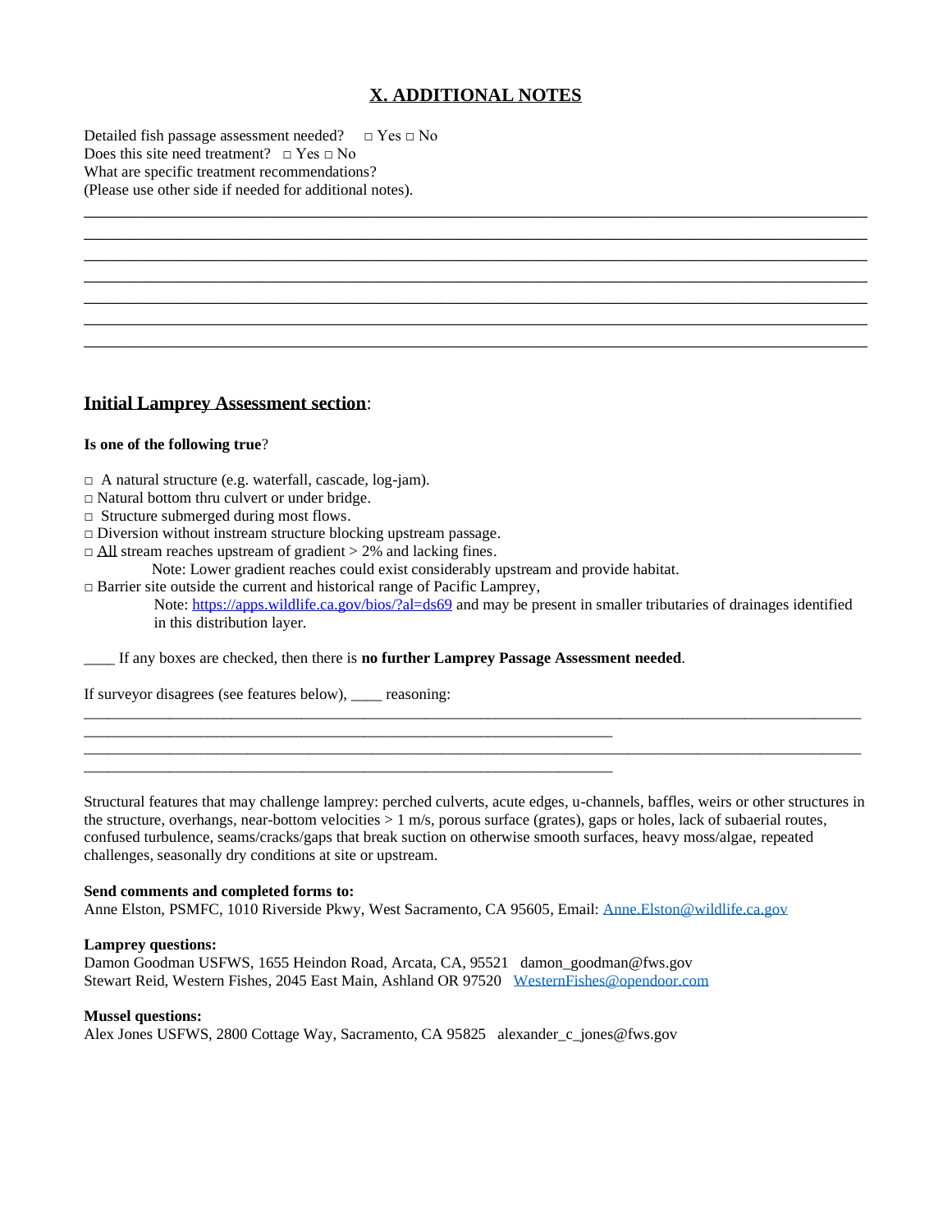## X. ADDITIONAL NOTES

Detailed fish passage assessment needed? □ Yes □ No
Does this site need treatment? □ Yes □ No
What are specific treatment recommendations?
(Please use other side if needed for additional notes).

___________________________________________________________________________________________
___________________________________________________________________________________________
___________________________________________________________________________________________
___________________________________________________________________________________________
___________________________________________________________________________________________
___________________________________________________________________________________________
___________________________________________________________________________________________

## Initial Lamprey Assessment section:

**Is one of the following true**?

□ A natural structure (e.g. waterfall, cascade, log-jam).
□ Natural bottom thru culvert or under bridge.
□ Structure submerged during most flows.
□ Diversion without instream structure blocking upstream passage.
□ All stream reaches upstream of gradient > 2% and lacking fines.
  Note: Lower gradient reaches could exist considerably upstream and provide habitat.
□ Barrier site outside the current and historical range of Pacific Lamprey,
  Note: https://apps.wildlife.ca.gov/bios/?al=ds69 and may be present in smaller tributaries of drainages identified in this distribution layer.

____ If any boxes are checked, then there is **no further Lamprey Passage Assessment needed**.

If surveyor disagrees (see features below), ____ reasoning:
___________________________________________________________________________________________
_____________________________________________________________________
___________________________________________________________________________________________
_____________________________________________________________________

Structural features that may challenge lamprey: perched culverts, acute edges, u-channels, baffles, weirs or other structures in the structure, overhangs, near-bottom velocities > 1 m/s, porous surface (grates), gaps or holes, lack of subaerial routes, confused turbulence, seams/cracks/gaps that break suction on otherwise smooth surfaces, heavy moss/algae, repeated challenges, seasonally dry conditions at site or upstream.

**Send comments and completed forms to:**
Anne Elston, PSMFC, 1010 Riverside Pkwy, West Sacramento, CA 95605, Email: Anne.Elston@wildlife.ca.gov

**Lamprey questions:**
Damon Goodman USFWS, 1655 Heindon Road, Arcata, CA, 95521 damon_goodman@fws.gov
Stewart Reid, Western Fishes, 2045 East Main, Ashland OR 97520 WesternFishes@opendoor.com

**Mussel questions:**
Alex Jones USFWS, 2800 Cottage Way, Sacramento, CA 95825 alexander_c_jones@fws.gov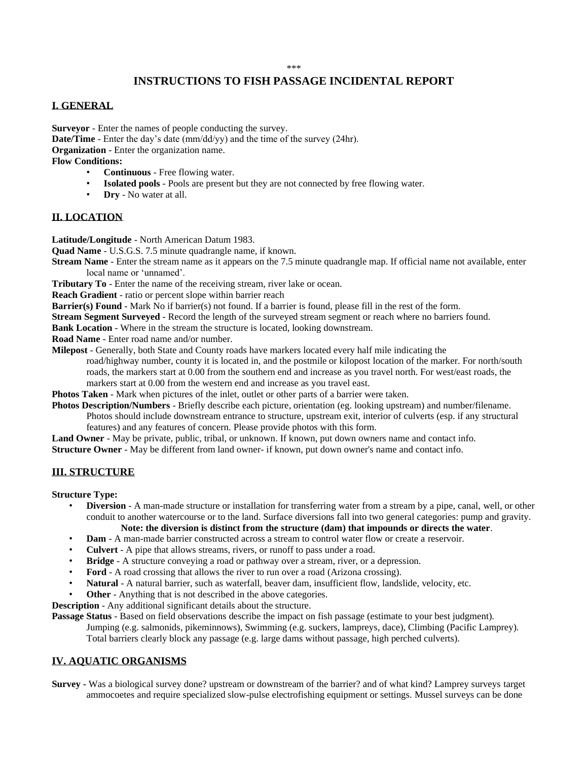\*\*\*

# INSTRUCTIONS TO FISH PASSAGE INCIDENTAL REPORT

## I. GENERAL

**Surveyor** - Enter the names of people conducting the survey.
**Date/Time** - Enter the day's date (mm/dd/yy) and the time of the survey (24hr).
**Organization** - Enter the organization name.
**Flow Conditions:**

- **Continuous** - Free flowing water.
- **Isolated pools** - Pools are present but they are not connected by free flowing water.
- **Dry** - No water at all.

## II. LOCATION

**Latitude/Longitude** - North American Datum 1983.
**Quad Name** - U.S.G.S. 7.5 minute quadrangle name, if known.
**Stream Name** - Enter the stream name as it appears on the 7.5 minute quadrangle map. If official name not available, enter local name or 'unnamed'.
**Tributary To** - Enter the name of the receiving stream, river lake or ocean.
**Reach Gradient** - ratio or percent slope within barrier reach
**Barrier(s) Found** - Mark No if barrier(s) not found. If a barrier is found, please fill in the rest of the form.
**Stream Segment Surveyed** - Record the length of the surveyed stream segment or reach where no barriers found.
**Bank Location** - Where in the stream the structure is located, looking downstream.
**Road Name** - Enter road name and/or number.
**Milepost** - Generally, both State and County roads have markers located every half mile indicating the road/highway number, county it is located in, and the postmile or kilopost location of the marker. For north/south roads, the markers start at 0.00 from the southern end and increase as you travel north. For west/east roads, the markers start at 0.00 from the western end and increase as you travel east.
**Photos Taken** - Mark when pictures of the inlet, outlet or other parts of a barrier were taken.
**Photos Description/Numbers** - Briefly describe each picture, orientation (eg. looking upstream) and number/filename. Photos should include downstream entrance to structure, upstream exit, interior of culverts (esp. if any structural features) and any features of concern. Please provide photos with this form.
**Land Owner** - May be private, public, tribal, or unknown. If known, put down owners name and contact info.
**Structure Owner** - May be different from land owner- if known, put down owner's name and contact info.

## III. STRUCTURE

**Structure Type:**

- **Diversion** - A man-made structure or installation for transferring water from a stream by a pipe, canal, well, or other conduit to another watercourse or to the land. Surface diversions fall into two general categories: pump and gravity. **Note: the diversion is distinct from the structure (dam) that impounds or directs the water**.
- **Dam** - A man-made barrier constructed across a stream to control water flow or create a reservoir.
- **Culvert** - A pipe that allows streams, rivers, or runoff to pass under a road.
- **Bridge** - A structure conveying a road or pathway over a stream, river, or a depression.
- **Ford** - A road crossing that allows the river to run over a road (Arizona crossing).
- **Natural** - A natural barrier, such as waterfall, beaver dam, insufficient flow, landslide, velocity, etc.
- **Other** - Anything that is not described in the above categories.

**Description** - Any additional significant details about the structure.
**Passage Status** - Based on field observations describe the impact on fish passage (estimate to your best judgment). Jumping (e.g. salmonids, pikeminnows), Swimming (e.g. suckers, lampreys, dace), Climbing (Pacific Lamprey). Total barriers clearly block any passage (e.g. large dams without passage, high perched culverts).

## IV. AQUATIC ORGANISMS

**Survey** - Was a biological survey done? upstream or downstream of the barrier? and of what kind? Lamprey surveys target ammocoetes and require specialized slow-pulse electrofishing equipment or settings. Mussel surveys can be done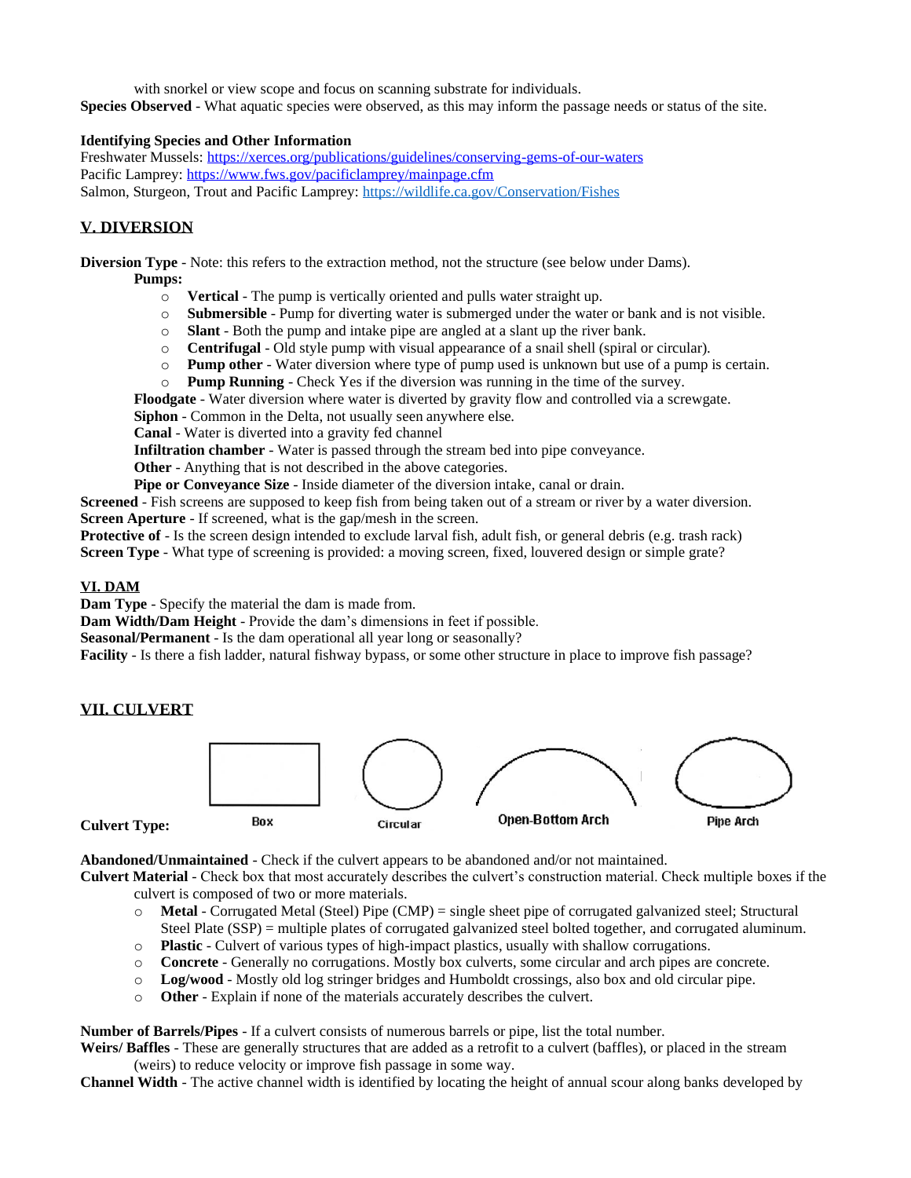with snorkel or view scope and focus on scanning substrate for individuals.

**Species Observed** - What aquatic species were observed, as this may inform the passage needs or status of the site.

**Identifying Species and Other Information**

Freshwater Mussels: https://xerces.org/publications/guidelines/conserving-gems-of-our-waters
Pacific Lamprey: https://www.fws.gov/pacificlamprey/mainpage.cfm
Salmon, Sturgeon, Trout and Pacific Lamprey: https://wildlife.ca.gov/Conservation/Fishes

## V. DIVERSION

**Diversion Type** - Note: this refers to the extraction method, not the structure (see below under Dams).

**Pumps:**

- **Vertical** - The pump is vertically oriented and pulls water straight up.
- **Submersible** - Pump for diverting water is submerged under the water or bank and is not visible.
- **Slant** - Both the pump and intake pipe are angled at a slant up the river bank.
- **Centrifugal** - Old style pump with visual appearance of a snail shell (spiral or circular).
- **Pump other** - Water diversion where type of pump used is unknown but use of a pump is certain.
- **Pump Running** - Check Yes if the diversion was running in the time of the survey.

**Floodgate** - Water diversion where water is diverted by gravity flow and controlled via a screwgate.
**Siphon** - Common in the Delta, not usually seen anywhere else.
**Canal** - Water is diverted into a gravity fed channel
**Infiltration chamber** - Water is passed through the stream bed into pipe conveyance.
**Other** - Anything that is not described in the above categories.
**Pipe or Conveyance Size** - Inside diameter of the diversion intake, canal or drain.

**Screened** - Fish screens are supposed to keep fish from being taken out of a stream or river by a water diversion.
**Screen Aperture** - If screened, what is the gap/mesh in the screen.
**Protective of** - Is the screen design intended to exclude larval fish, adult fish, or general debris (e.g. trash rack)
**Screen Type** - What type of screening is provided: a moving screen, fixed, louvered design or simple grate?

## VI. DAM

**Dam Type** - Specify the material the dam is made from.
**Dam Width/Dam Height** - Provide the dam's dimensions in feet if possible.
**Seasonal/Permanent** - Is the dam operational all year long or seasonally?
**Facility** - Is there a fish ladder, natural fishway bypass, or some other structure in place to improve fish passage?

## VII. CULVERT

**Culvert Type:** Box, Circular, Open-Bottom Arch, Pipe Arch

**Abandoned/Unmaintained** - Check if the culvert appears to be abandoned and/or not maintained.

**Culvert Material** - Check box that most accurately describes the culvert's construction material. Check multiple boxes if the culvert is composed of two or more materials.

- **Metal** - Corrugated Metal (Steel) Pipe (CMP) = single sheet pipe of corrugated galvanized steel; Structural Steel Plate (SSP) = multiple plates of corrugated galvanized steel bolted together, and corrugated aluminum.
- **Plastic** - Culvert of various types of high-impact plastics, usually with shallow corrugations.
- **Concrete** - Generally no corrugations. Mostly box culverts, some circular and arch pipes are concrete.
- **Log/wood** - Mostly old log stringer bridges and Humboldt crossings, also box and old circular pipe.
- **Other** - Explain if none of the materials accurately describes the culvert.

**Number of Barrels/Pipes** - If a culvert consists of numerous barrels or pipe, list the total number.
**Weirs/ Baffles** - These are generally structures that are added as a retrofit to a culvert (baffles), or placed in the stream (weirs) to reduce velocity or improve fish passage in some way.
**Channel Width** - The active channel width is identified by locating the height of annual scour along banks developed by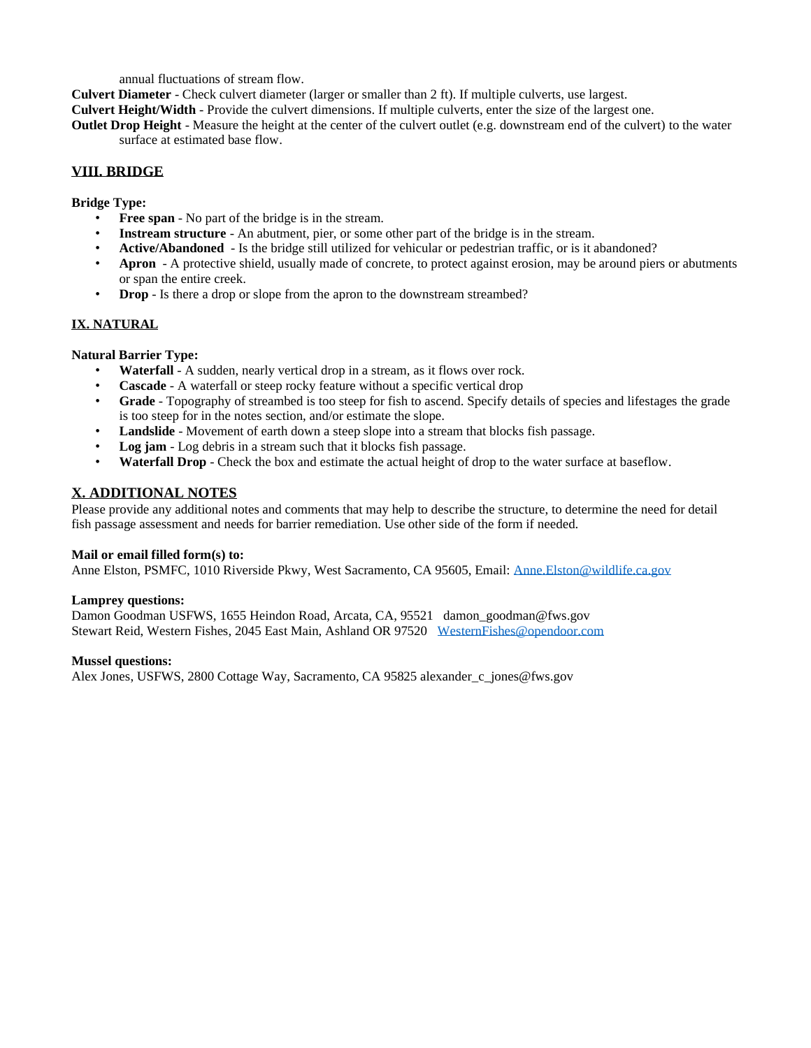annual fluctuations of stream flow.

**Culvert Diameter** - Check culvert diameter (larger or smaller than 2 ft). If multiple culverts, use largest.

**Culvert Height/Width** - Provide the culvert dimensions. If multiple culverts, enter the size of the largest one.

**Outlet Drop Height** - Measure the height at the center of the culvert outlet (e.g. downstream end of the culvert) to the water surface at estimated base flow.

## VIII. BRIDGE

**Bridge Type:**

- **Free span** - No part of the bridge is in the stream.
- **Instream structure** - An abutment, pier, or some other part of the bridge is in the stream.
- **Active/Abandoned** - Is the bridge still utilized for vehicular or pedestrian traffic, or is it abandoned?
- **Apron** - A protective shield, usually made of concrete, to protect against erosion, may be around piers or abutments or span the entire creek.
- **Drop** - Is there a drop or slope from the apron to the downstream streambed?

## IX. NATURAL

**Natural Barrier Type:**

- **Waterfall** - A sudden, nearly vertical drop in a stream, as it flows over rock.
- **Cascade** - A waterfall or steep rocky feature without a specific vertical drop
- **Grade** - Topography of streambed is too steep for fish to ascend. Specify details of species and lifestages the grade is too steep for in the notes section, and/or estimate the slope.
- **Landslide** - Movement of earth down a steep slope into a stream that blocks fish passage.
- **Log jam** - Log debris in a stream such that it blocks fish passage.
- **Waterfall Drop** - Check the box and estimate the actual height of drop to the water surface at baseflow.

## X. ADDITIONAL NOTES

Please provide any additional notes and comments that may help to describe the structure, to determine the need for detail fish passage assessment and needs for barrier remediation. Use other side of the form if needed.

**Mail or email filled form(s) to:**

Anne Elston, PSMFC, 1010 Riverside Pkwy, West Sacramento, CA 95605, Email: Anne.Elston@wildlife.ca.gov

**Lamprey questions:**

Damon Goodman USFWS, 1655 Heindon Road, Arcata, CA, 95521 damon_goodman@fws.gov
Stewart Reid, Western Fishes, 2045 East Main, Ashland OR 97520 WesternFishes@opendoor.com

**Mussel questions:**

Alex Jones, USFWS, 2800 Cottage Way, Sacramento, CA 95825 alexander_c_jones@fws.gov